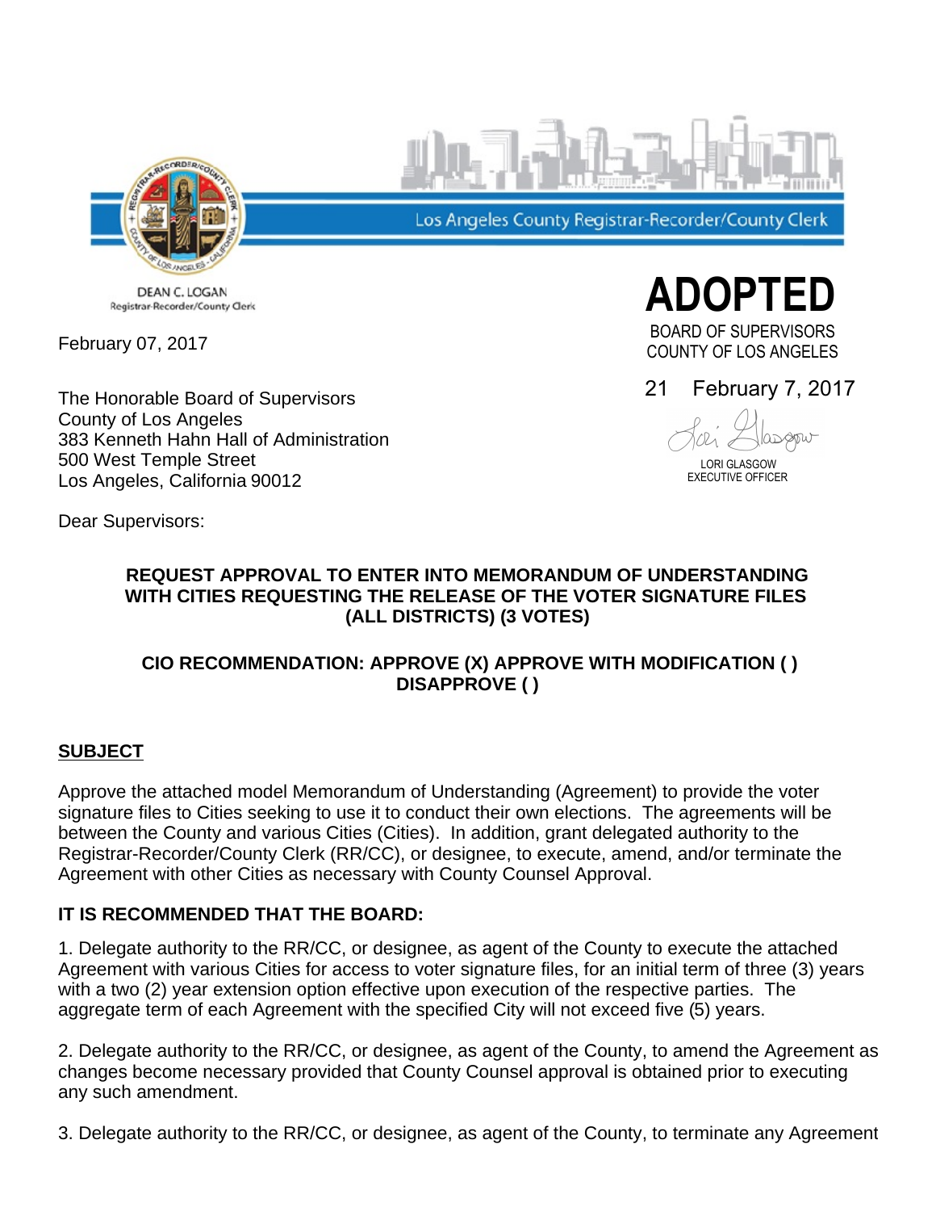Los Angeles County Registrar-Recorder/County Clerk

DEAN C. LOGAN
Registrar-Recorder/County Clerk

**ADOPTED**

BOARD OF SUPERVISORS
COUNTY OF LOS ANGELES

21 February 7, 2017

LORI GLASGOW
EXECUTIVE OFFICER

February 07, 2017

The Honorable Board of Supervisors
County of Los Angeles
383 Kenneth Hahn Hall of Administration
500 West Temple Street
Los Angeles, California 90012

Dear Supervisors:

**REQUEST APPROVAL TO ENTER INTO MEMORANDUM OF UNDERSTANDING WITH CITIES REQUESTING THE RELEASE OF THE VOTER SIGNATURE FILES (ALL DISTRICTS) (3 VOTES)**

**CIO RECOMMENDATION: APPROVE (X) APPROVE WITH MODIFICATION ( ) DISAPPROVE ( )**

## SUBJECT

Approve the attached model Memorandum of Understanding (Agreement) to provide the voter signature files to Cities seeking to use it to conduct their own elections. The agreements will be between the County and various Cities (Cities). In addition, grant delegated authority to the Registrar-Recorder/County Clerk (RR/CC), or designee, to execute, amend, and/or terminate the Agreement with other Cities as necessary with County Counsel Approval.

## IT IS RECOMMENDED THAT THE BOARD:

1. Delegate authority to the RR/CC, or designee, as agent of the County to execute the attached Agreement with various Cities for access to voter signature files, for an initial term of three (3) years with a two (2) year extension option effective upon execution of the respective parties. The aggregate term of each Agreement with the specified City will not exceed five (5) years.

2. Delegate authority to the RR/CC, or designee, as agent of the County, to amend the Agreement as changes become necessary provided that County Counsel approval is obtained prior to executing any such amendment.

3. Delegate authority to the RR/CC, or designee, as agent of the County, to terminate any Agreement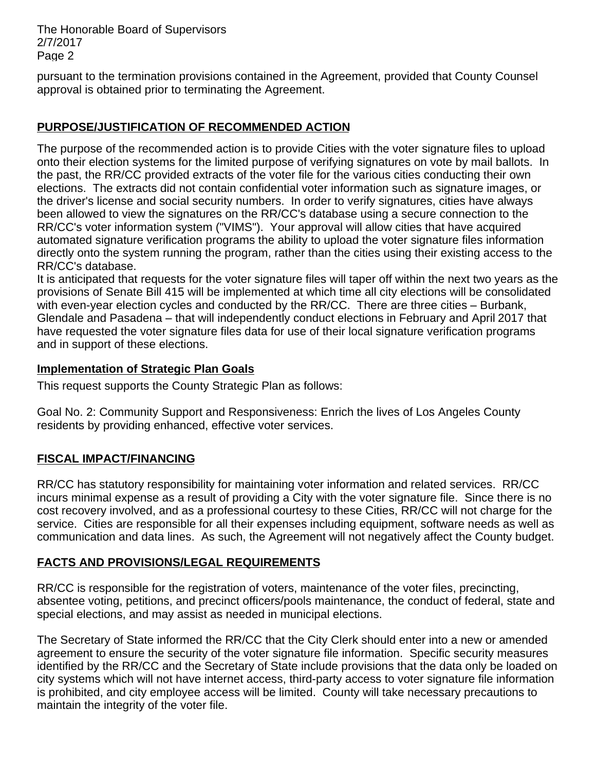pursuant to the termination provisions contained in the Agreement, provided that County Counsel approval is obtained prior to terminating the Agreement.

## **PURPOSE/JUSTIFICATION OF RECOMMENDED ACTION**

The purpose of the recommended action is to provide Cities with the voter signature files to upload onto their election systems for the limited purpose of verifying signatures on vote by mail ballots. In the past, the RR/CC provided extracts of the voter file for the various cities conducting their own elections. The extracts did not contain confidential voter information such as signature images, or the driver's license and social security numbers. In order to verify signatures, cities have always been allowed to view the signatures on the RR/CC's database using a secure connection to the RR/CC's voter information system ("VIMS"). Your approval will allow cities that have acquired automated signature verification programs the ability to upload the voter signature files information directly onto the system running the program, rather than the cities using their existing access to the RR/CC's database.

It is anticipated that requests for the voter signature files will taper off within the next two years as the provisions of Senate Bill 415 will be implemented at which time all city elections will be consolidated with even-year election cycles and conducted by the RR/CC. There are three cities – Burbank, Glendale and Pasadena – that will independently conduct elections in February and April 2017 that have requested the voter signature files data for use of their local signature verification programs and in support of these elections.

### **Implementation of Strategic Plan Goals**

This request supports the County Strategic Plan as follows:

Goal No. 2: Community Support and Responsiveness: Enrich the lives of Los Angeles County residents by providing enhanced, effective voter services.

## **FISCAL IMPACT/FINANCING**

RR/CC has statutory responsibility for maintaining voter information and related services. RR/CC incurs minimal expense as a result of providing a City with the voter signature file. Since there is no cost recovery involved, and as a professional courtesy to these Cities, RR/CC will not charge for the service. Cities are responsible for all their expenses including equipment, software needs as well as communication and data lines. As such, the Agreement will not negatively affect the County budget.

## **FACTS AND PROVISIONS/LEGAL REQUIREMENTS**

RR/CC is responsible for the registration of voters, maintenance of the voter files, precincting, absentee voting, petitions, and precinct officers/pools maintenance, the conduct of federal, state and special elections, and may assist as needed in municipal elections.

The Secretary of State informed the RR/CC that the City Clerk should enter into a new or amended agreement to ensure the security of the voter signature file information. Specific security measures identified by the RR/CC and the Secretary of State include provisions that the data only be loaded on city systems which will not have internet access, third-party access to voter signature file information is prohibited, and city employee access will be limited. County will take necessary precautions to maintain the integrity of the voter file.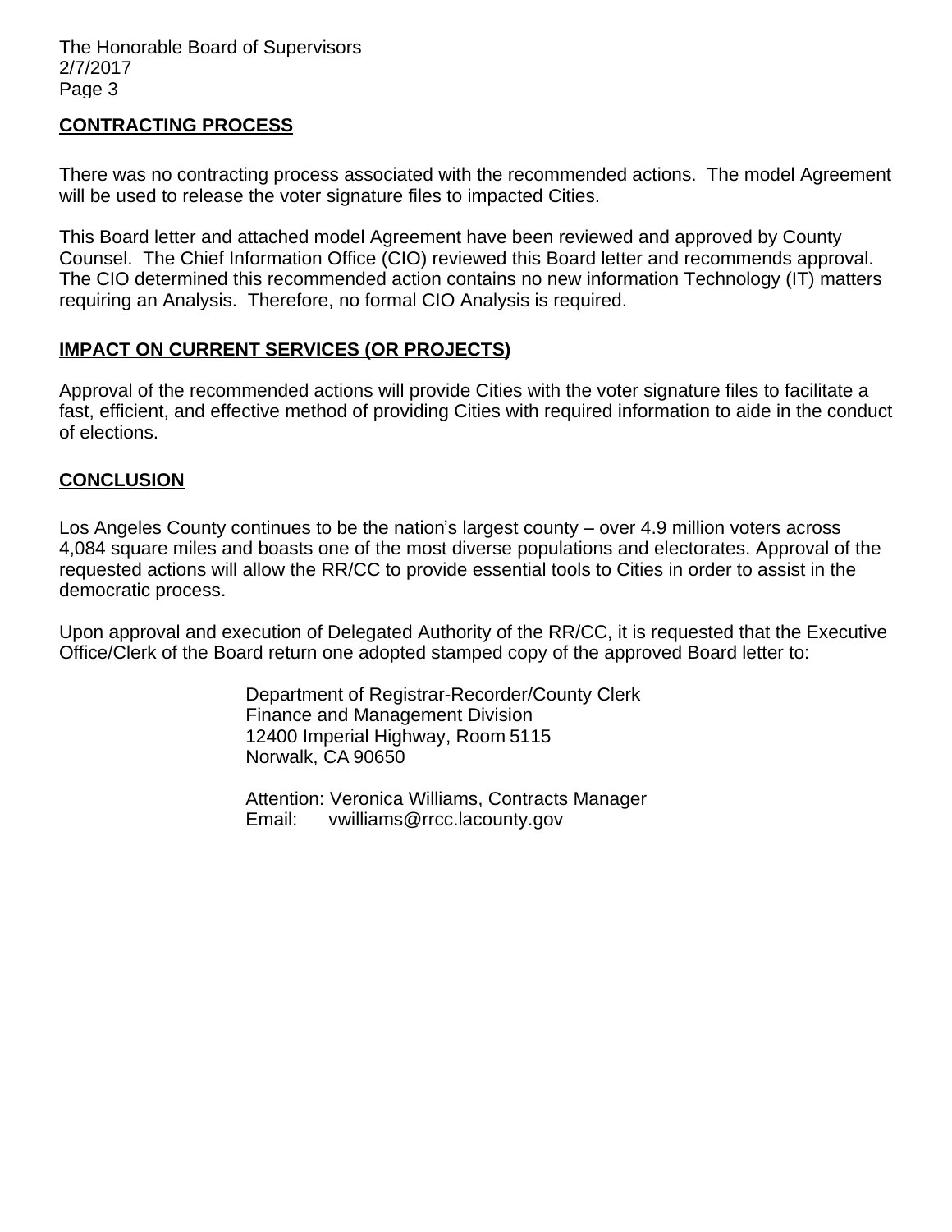## CONTRACTING PROCESS

There was no contracting process associated with the recommended actions. The model Agreement will be used to release the voter signature files to impacted Cities.

This Board letter and attached model Agreement have been reviewed and approved by County Counsel. The Chief Information Office (CIO) reviewed this Board letter and recommends approval. The CIO determined this recommended action contains no new information Technology (IT) matters requiring an Analysis. Therefore, no formal CIO Analysis is required.

## IMPACT ON CURRENT SERVICES (OR PROJECTS)

Approval of the recommended actions will provide Cities with the voter signature files to facilitate a fast, efficient, and effective method of providing Cities with required information to aide in the conduct of elections.

## CONCLUSION

Los Angeles County continues to be the nation's largest county – over 4.9 million voters across 4,084 square miles and boasts one of the most diverse populations and electorates. Approval of the requested actions will allow the RR/CC to provide essential tools to Cities in order to assist in the democratic process.

Upon approval and execution of Delegated Authority of the RR/CC, it is requested that the Executive Office/Clerk of the Board return one adopted stamped copy of the approved Board letter to:

Department of Registrar-Recorder/County Clerk
Finance and Management Division
12400 Imperial Highway, Room 5115
Norwalk, CA 90650

Attention: Veronica Williams, Contracts Manager
Email: vwilliams@rrcc.lacounty.gov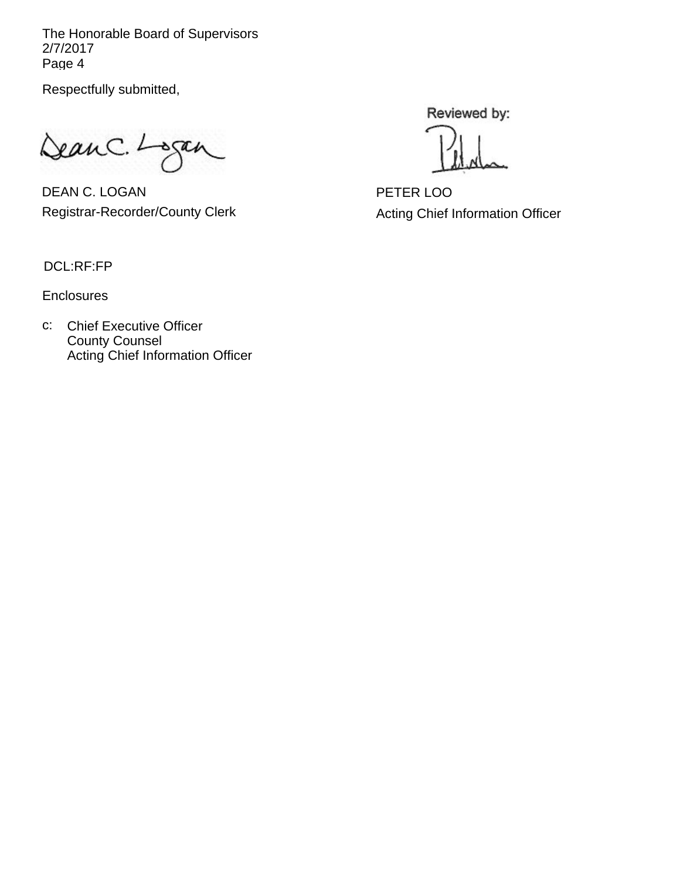Respectfully submitted,

Reviewed by:

DEAN C. LOGAN
Registrar-Recorder/County Clerk

PETER LOO
Acting Chief Information Officer

DCL:RF:FP

Enclosures

c: Chief Executive Officer
County Counsel
Acting Chief Information Officer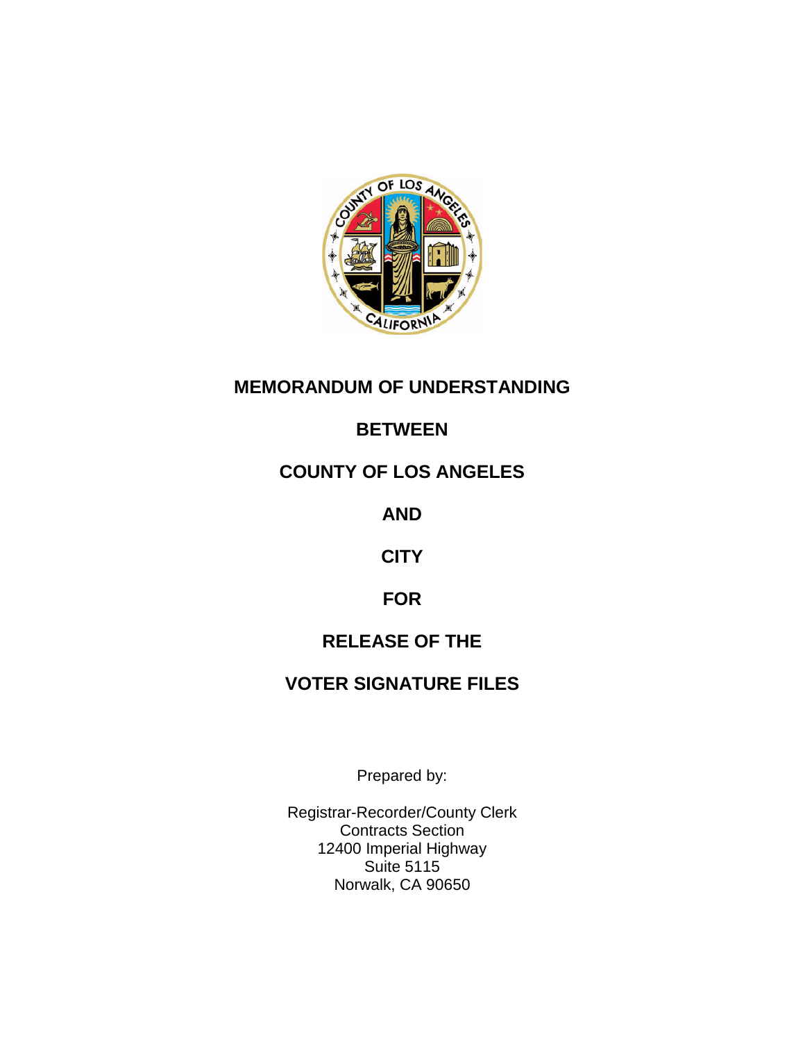# MEMORANDUM OF UNDERSTANDING

# BETWEEN

# COUNTY OF LOS ANGELES

# AND

# CITY

# FOR

# RELEASE OF THE

# VOTER SIGNATURE FILES

Prepared by:

Registrar-Recorder/County Clerk
Contracts Section
12400 Imperial Highway
Suite 5115
Norwalk, CA 90650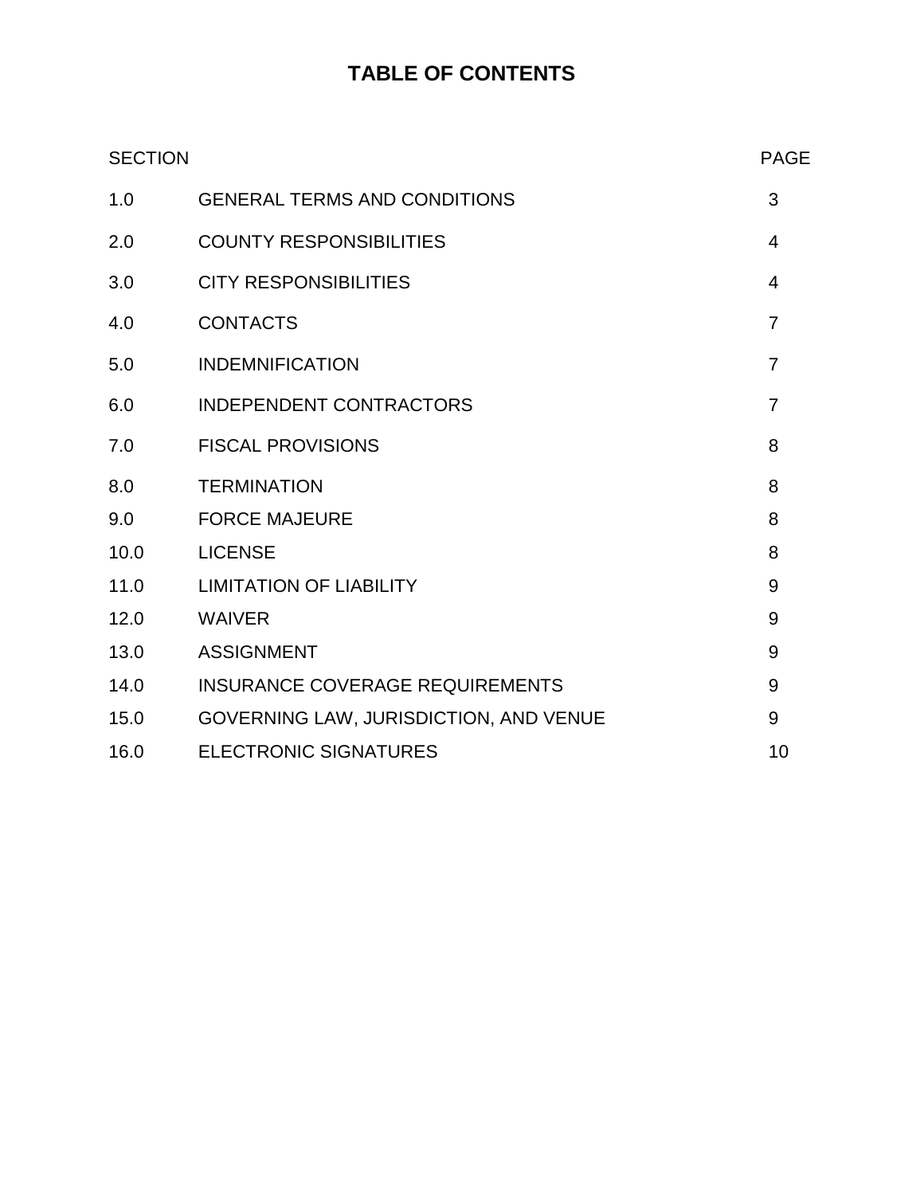# TABLE OF CONTENTS

| SECTION | | PAGE |
|---|---|---|
| 1.0 | GENERAL TERMS AND CONDITIONS | 3 |
| 2.0 | COUNTY RESPONSIBILITIES | 4 |
| 3.0 | CITY RESPONSIBILITIES | 4 |
| 4.0 | CONTACTS | 7 |
| 5.0 | INDEMNIFICATION | 7 |
| 6.0 | INDEPENDENT CONTRACTORS | 7 |
| 7.0 | FISCAL PROVISIONS | 8 |
| 8.0 | TERMINATION | 8 |
| 9.0 | FORCE MAJEURE | 8 |
| 10.0 | LICENSE | 8 |
| 11.0 | LIMITATION OF LIABILITY | 9 |
| 12.0 | WAIVER | 9 |
| 13.0 | ASSIGNMENT | 9 |
| 14.0 | INSURANCE COVERAGE REQUIREMENTS | 9 |
| 15.0 | GOVERNING LAW, JURISDICTION, AND VENUE | 9 |
| 16.0 | ELECTRONIC SIGNATURES | 10 |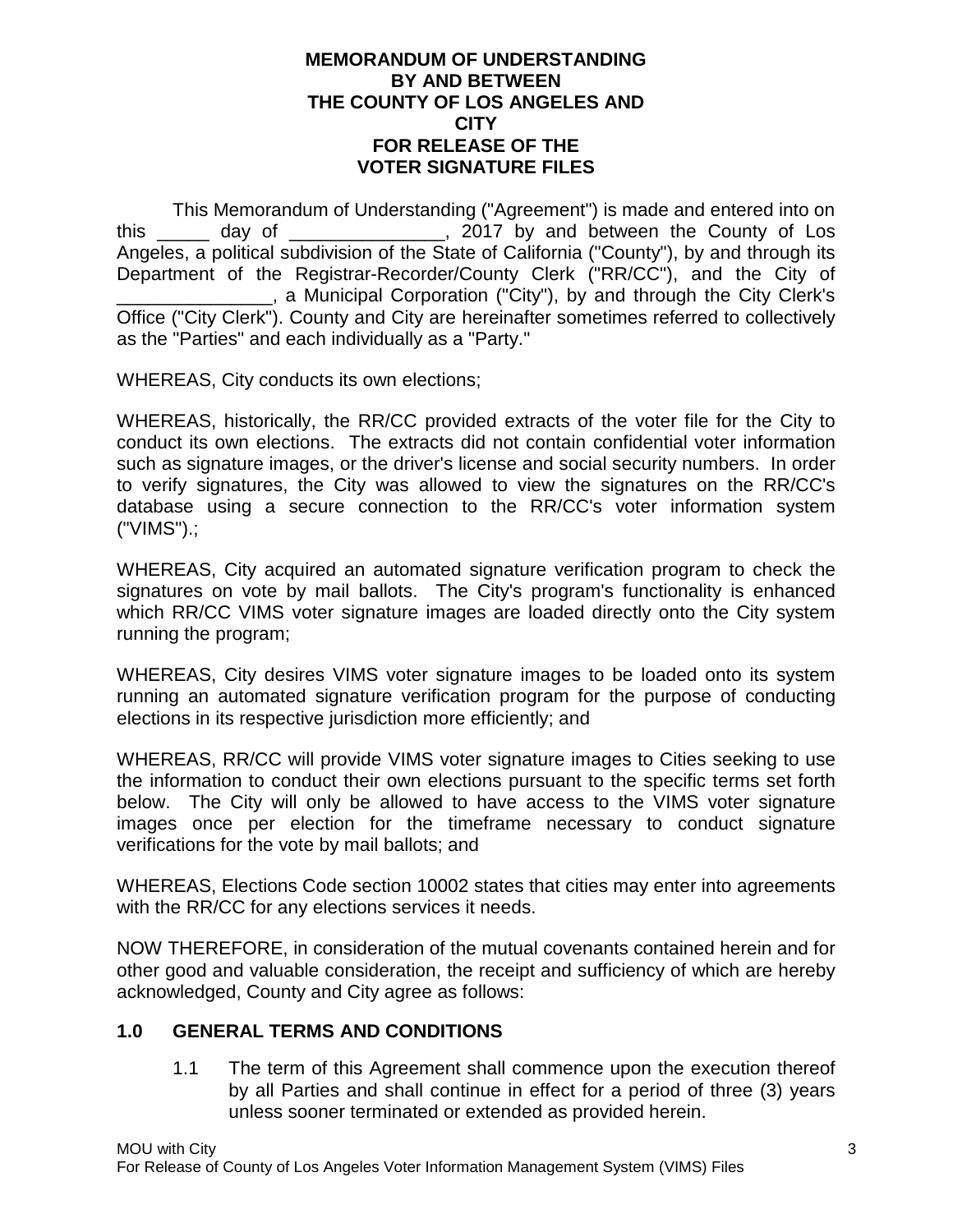**MEMORANDUM OF UNDERSTANDING**
**BY AND BETWEEN**
**THE COUNTY OF LOS ANGELES AND**
**CITY**
**FOR RELEASE OF THE**
**VOTER SIGNATURE FILES**

This Memorandum of Understanding ("Agreement") is made and entered into on this _____ day of _______________, 2017 by and between the County of Los Angeles, a political subdivision of the State of California ("County"), by and through its Department of the Registrar-Recorder/County Clerk ("RR/CC"), and the City of _______________, a Municipal Corporation ("City"), by and through the City Clerk's Office ("City Clerk"). County and City are hereinafter sometimes referred to collectively as the "Parties" and each individually as a "Party."

WHEREAS, City conducts its own elections;

WHEREAS, historically, the RR/CC provided extracts of the voter file for the City to conduct its own elections. The extracts did not contain confidential voter information such as signature images, or the driver's license and social security numbers. In order to verify signatures, the City was allowed to view the signatures on the RR/CC's database using a secure connection to the RR/CC's voter information system ("VIMS").;

WHEREAS, City acquired an automated signature verification program to check the signatures on vote by mail ballots. The City's program's functionality is enhanced which RR/CC VIMS voter signature images are loaded directly onto the City system running the program;

WHEREAS, City desires VIMS voter signature images to be loaded onto its system running an automated signature verification program for the purpose of conducting elections in its respective jurisdiction more efficiently; and

WHEREAS, RR/CC will provide VIMS voter signature images to Cities seeking to use the information to conduct their own elections pursuant to the specific terms set forth below. The City will only be allowed to have access to the VIMS voter signature images once per election for the timeframe necessary to conduct signature verifications for the vote by mail ballots; and

WHEREAS, Elections Code section 10002 states that cities may enter into agreements with the RR/CC for any elections services it needs.

NOW THEREFORE, in consideration of the mutual covenants contained herein and for other good and valuable consideration, the receipt and sufficiency of which are hereby acknowledged, County and City agree as follows:

## 1.0 GENERAL TERMS AND CONDITIONS

1.1 The term of this Agreement shall commence upon the execution thereof by all Parties and shall continue in effect for a period of three (3) years unless sooner terminated or extended as provided herein.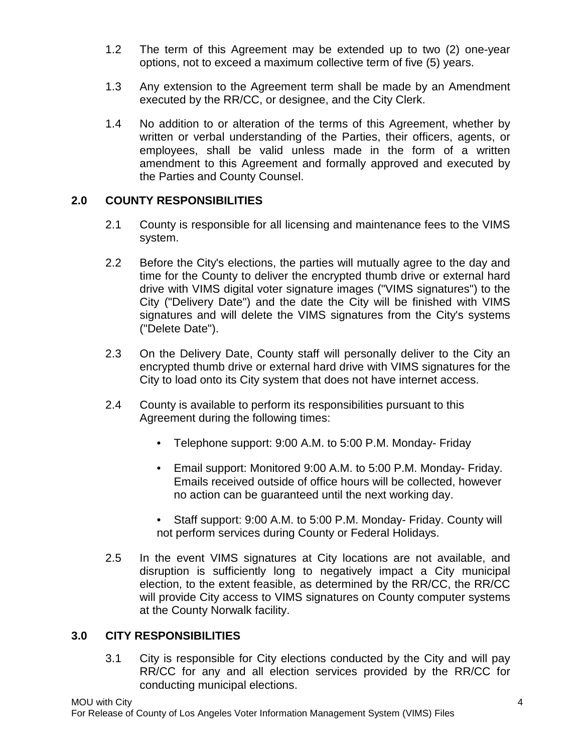1.2 The term of this Agreement may be extended up to two (2) one-year options, not to exceed a maximum collective term of five (5) years.

1.3 Any extension to the Agreement term shall be made by an Amendment executed by the RR/CC, or designee, and the City Clerk.

1.4 No addition to or alteration of the terms of this Agreement, whether by written or verbal understanding of the Parties, their officers, agents, or employees, shall be valid unless made in the form of a written amendment to this Agreement and formally approved and executed by the Parties and County Counsel.

## 2.0 COUNTY RESPONSIBILITIES

2.1 County is responsible for all licensing and maintenance fees to the VIMS system.

2.2 Before the City's elections, the parties will mutually agree to the day and time for the County to deliver the encrypted thumb drive or external hard drive with VIMS digital voter signature images ("VIMS signatures") to the City ("Delivery Date") and the date the City will be finished with VIMS signatures and will delete the VIMS signatures from the City's systems ("Delete Date").

2.3 On the Delivery Date, County staff will personally deliver to the City an encrypted thumb drive or external hard drive with VIMS signatures for the City to load onto its City system that does not have internet access.

2.4 County is available to perform its responsibilities pursuant to this Agreement during the following times:

- Telephone support: 9:00 A.M. to 5:00 P.M. Monday- Friday
- Email support: Monitored 9:00 A.M. to 5:00 P.M. Monday- Friday. Emails received outside of office hours will be collected, however no action can be guaranteed until the next working day.
- Staff support: 9:00 A.M. to 5:00 P.M. Monday- Friday. County will not perform services during County or Federal Holidays.

2.5 In the event VIMS signatures at City locations are not available, and disruption is sufficiently long to negatively impact a City municipal election, to the extent feasible, as determined by the RR/CC, the RR/CC will provide City access to VIMS signatures on County computer systems at the County Norwalk facility.

## 3.0 CITY RESPONSIBILITIES

3.1 City is responsible for City elections conducted by the City and will pay RR/CC for any and all election services provided by the RR/CC for conducting municipal elections.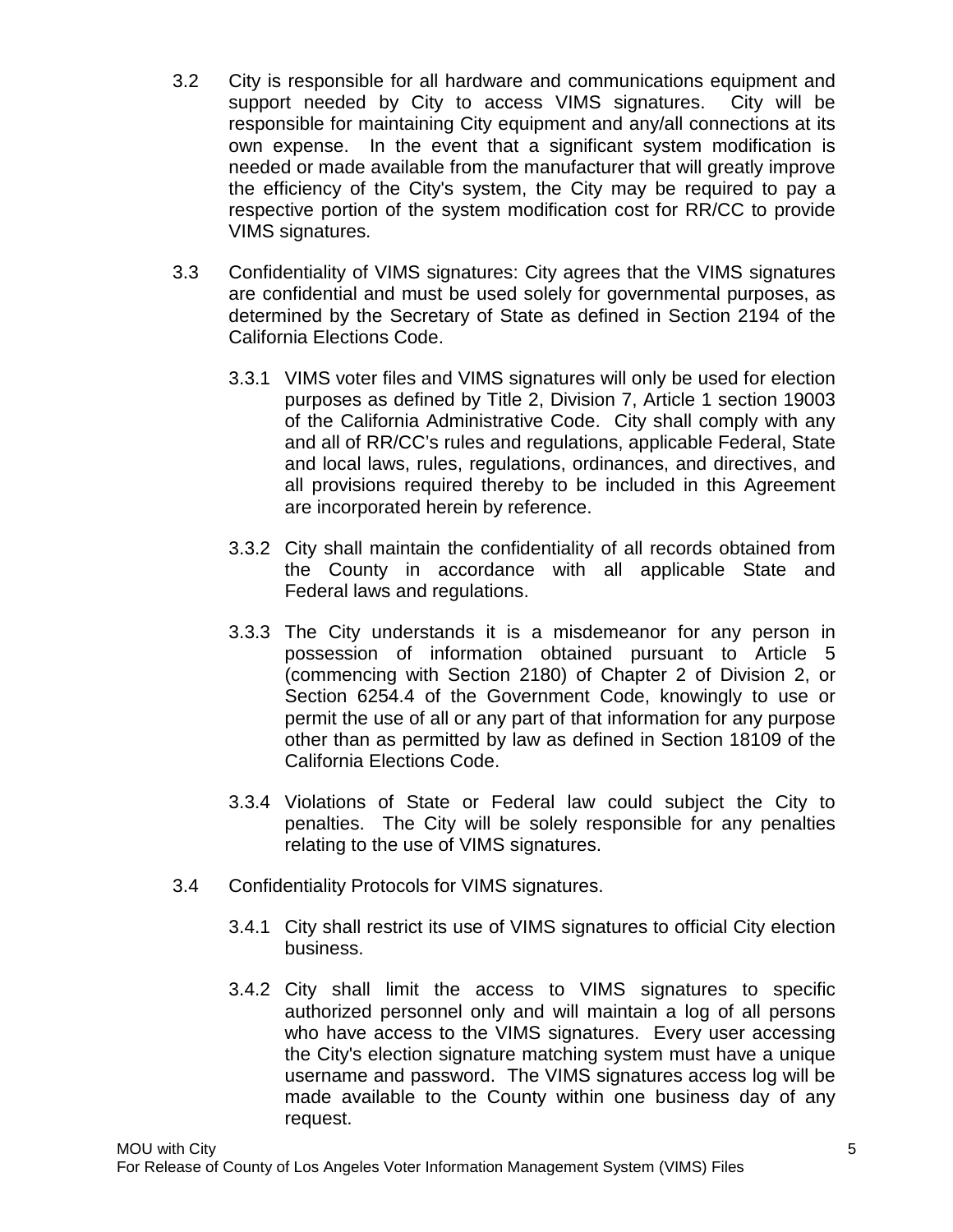3.2 City is responsible for all hardware and communications equipment and support needed by City to access VIMS signatures. City will be responsible for maintaining City equipment and any/all connections at its own expense. In the event that a significant system modification is needed or made available from the manufacturer that will greatly improve the efficiency of the City's system, the City may be required to pay a respective portion of the system modification cost for RR/CC to provide VIMS signatures.

3.3 Confidentiality of VIMS signatures: City agrees that the VIMS signatures are confidential and must be used solely for governmental purposes, as determined by the Secretary of State as defined in Section 2194 of the California Elections Code.

3.3.1 VIMS voter files and VIMS signatures will only be used for election purposes as defined by Title 2, Division 7, Article 1 section 19003 of the California Administrative Code. City shall comply with any and all of RR/CC's rules and regulations, applicable Federal, State and local laws, rules, regulations, ordinances, and directives, and all provisions required thereby to be included in this Agreement are incorporated herein by reference.

3.3.2 City shall maintain the confidentiality of all records obtained from the County in accordance with all applicable State and Federal laws and regulations.

3.3.3 The City understands it is a misdemeanor for any person in possession of information obtained pursuant to Article 5 (commencing with Section 2180) of Chapter 2 of Division 2, or Section 6254.4 of the Government Code, knowingly to use or permit the use of all or any part of that information for any purpose other than as permitted by law as defined in Section 18109 of the California Elections Code.

3.3.4 Violations of State or Federal law could subject the City to penalties. The City will be solely responsible for any penalties relating to the use of VIMS signatures.

3.4 Confidentiality Protocols for VIMS signatures.

3.4.1 City shall restrict its use of VIMS signatures to official City election business.

3.4.2 City shall limit the access to VIMS signatures to specific authorized personnel only and will maintain a log of all persons who have access to the VIMS signatures. Every user accessing the City's election signature matching system must have a unique username and password. The VIMS signatures access log will be made available to the County within one business day of any request.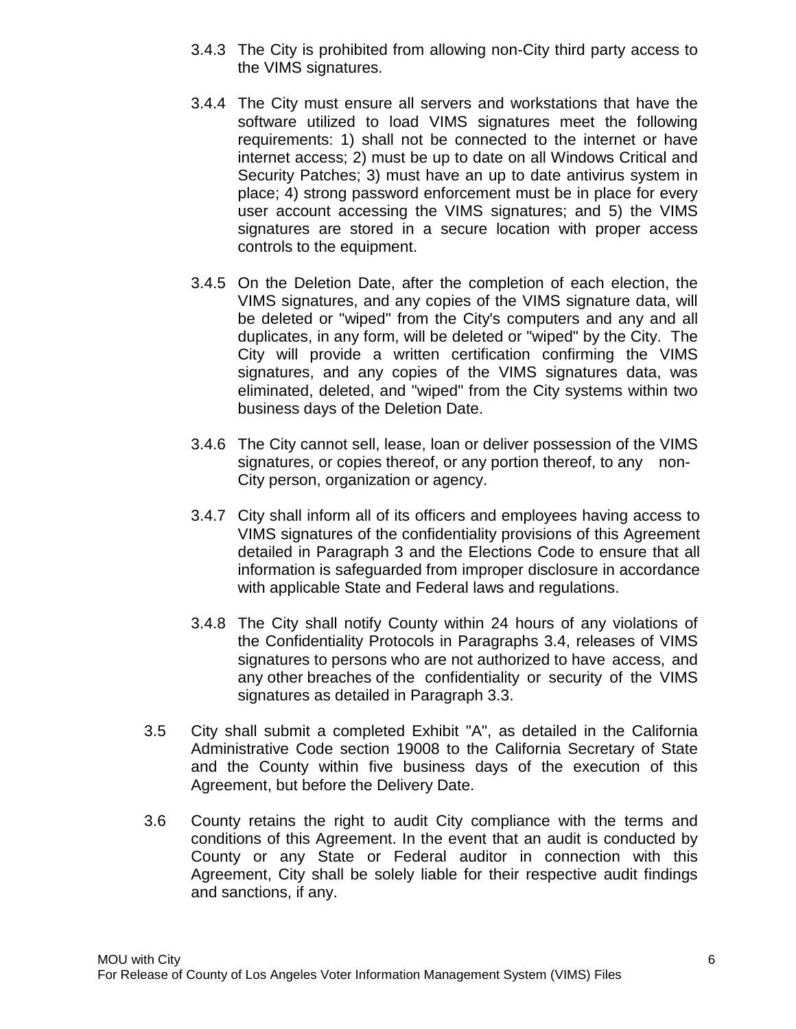3.4.3 The City is prohibited from allowing non-City third party access to the VIMS signatures.

3.4.4 The City must ensure all servers and workstations that have the software utilized to load VIMS signatures meet the following requirements: 1) shall not be connected to the internet or have internet access; 2) must be up to date on all Windows Critical and Security Patches; 3) must have an up to date antivirus system in place; 4) strong password enforcement must be in place for every user account accessing the VIMS signatures; and 5) the VIMS signatures are stored in a secure location with proper access controls to the equipment.

3.4.5 On the Deletion Date, after the completion of each election, the VIMS signatures, and any copies of the VIMS signature data, will be deleted or "wiped" from the City's computers and any and all duplicates, in any form, will be deleted or "wiped" by the City. The City will provide a written certification confirming the VIMS signatures, and any copies of the VIMS signatures data, was eliminated, deleted, and "wiped" from the City systems within two business days of the Deletion Date.

3.4.6 The City cannot sell, lease, loan or deliver possession of the VIMS signatures, or copies thereof, or any portion thereof, to any non-City person, organization or agency.

3.4.7 City shall inform all of its officers and employees having access to VIMS signatures of the confidentiality provisions of this Agreement detailed in Paragraph 3 and the Elections Code to ensure that all information is safeguarded from improper disclosure in accordance with applicable State and Federal laws and regulations.

3.4.8 The City shall notify County within 24 hours of any violations of the Confidentiality Protocols in Paragraphs 3.4, releases of VIMS signatures to persons who are not authorized to have access, and any other breaches of the confidentiality or security of the VIMS signatures as detailed in Paragraph 3.3.

3.5 City shall submit a completed Exhibit "A", as detailed in the California Administrative Code section 19008 to the California Secretary of State and the County within five business days of the execution of this Agreement, but before the Delivery Date.

3.6 County retains the right to audit City compliance with the terms and conditions of this Agreement. In the event that an audit is conducted by County or any State or Federal auditor in connection with this Agreement, City shall be solely liable for their respective audit findings and sanctions, if any.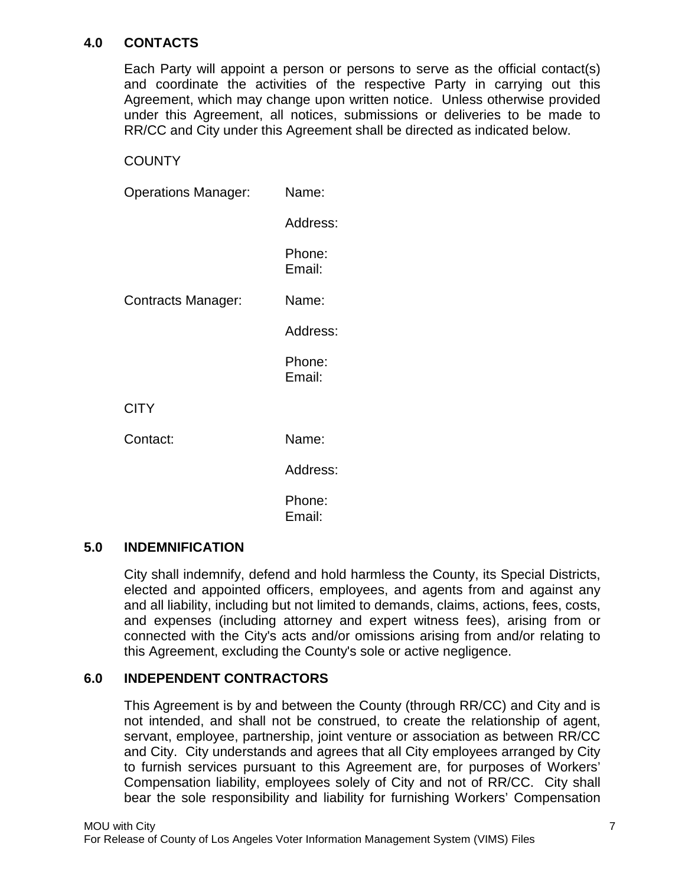## 4.0 CONTACTS

Each Party will appoint a person or persons to serve as the official contact(s) and coordinate the activities of the respective Party in carrying out this Agreement, which may change upon written notice. Unless otherwise provided under this Agreement, all notices, submissions or deliveries to be made to RR/CC and City under this Agreement shall be directed as indicated below.

COUNTY

| | |
|---|---|
| Operations Manager: | Name: |
| | Address: |
| | Phone:<br>Email: |
| Contracts Manager: | Name: |
| | Address: |
| | Phone:<br>Email: |

CITY

| | |
|---|---|
| Contact: | Name: |
| | Address: |
| | Phone:<br>Email: |

## 5.0 INDEMNIFICATION

City shall indemnify, defend and hold harmless the County, its Special Districts, elected and appointed officers, employees, and agents from and against any and all liability, including but not limited to demands, claims, actions, fees, costs, and expenses (including attorney and expert witness fees), arising from or connected with the City's acts and/or omissions arising from and/or relating to this Agreement, excluding the County's sole or active negligence.

## 6.0 INDEPENDENT CONTRACTORS

This Agreement is by and between the County (through RR/CC) and City and is not intended, and shall not be construed, to create the relationship of agent, servant, employee, partnership, joint venture or association as between RR/CC and City. City understands and agrees that all City employees arranged by City to furnish services pursuant to this Agreement are, for purposes of Workers' Compensation liability, employees solely of City and not of RR/CC. City shall bear the sole responsibility and liability for furnishing Workers' Compensation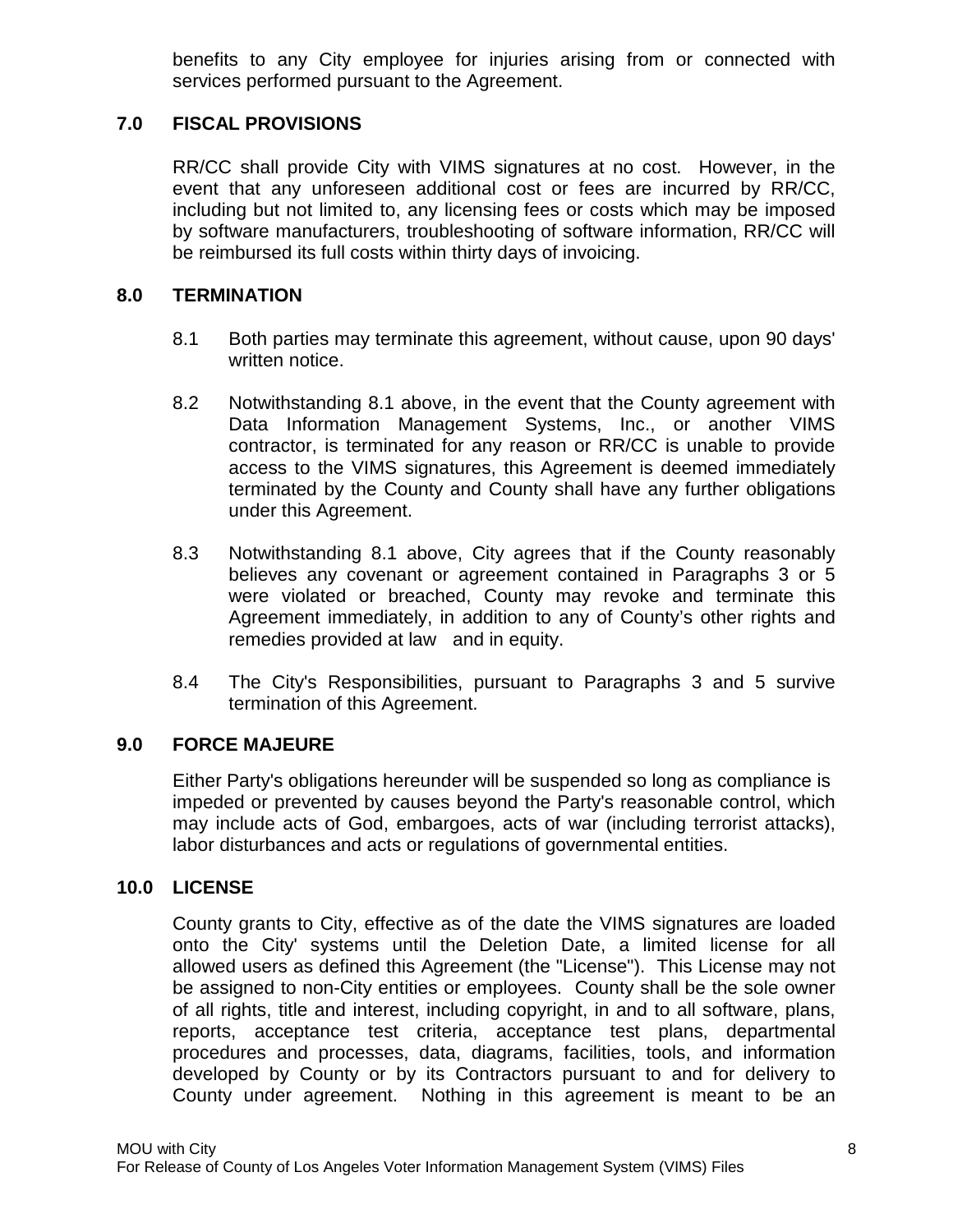benefits to any City employee for injuries arising from or connected with services performed pursuant to the Agreement.

## 7.0 FISCAL PROVISIONS

RR/CC shall provide City with VIMS signatures at no cost. However, in the event that any unforeseen additional cost or fees are incurred by RR/CC, including but not limited to, any licensing fees or costs which may be imposed by software manufacturers, troubleshooting of software information, RR/CC will be reimbursed its full costs within thirty days of invoicing.

## 8.0 TERMINATION

8.1 Both parties may terminate this agreement, without cause, upon 90 days' written notice.

8.2 Notwithstanding 8.1 above, in the event that the County agreement with Data Information Management Systems, Inc., or another VIMS contractor, is terminated for any reason or RR/CC is unable to provide access to the VIMS signatures, this Agreement is deemed immediately terminated by the County and County shall have any further obligations under this Agreement.

8.3 Notwithstanding 8.1 above, City agrees that if the County reasonably believes any covenant or agreement contained in Paragraphs 3 or 5 were violated or breached, County may revoke and terminate this Agreement immediately, in addition to any of County's other rights and remedies provided at law and in equity.

8.4 The City's Responsibilities, pursuant to Paragraphs 3 and 5 survive termination of this Agreement.

## 9.0 FORCE MAJEURE

Either Party's obligations hereunder will be suspended so long as compliance is impeded or prevented by causes beyond the Party's reasonable control, which may include acts of God, embargoes, acts of war (including terrorist attacks), labor disturbances and acts or regulations of governmental entities.

## 10.0 LICENSE

County grants to City, effective as of the date the VIMS signatures are loaded onto the City' systems until the Deletion Date, a limited license for all allowed users as defined this Agreement (the "License"). This License may not be assigned to non-City entities or employees. County shall be the sole owner of all rights, title and interest, including copyright, in and to all software, plans, reports, acceptance test criteria, acceptance test plans, departmental procedures and processes, data, diagrams, facilities, tools, and information developed by County or by its Contractors pursuant to and for delivery to County under agreement. Nothing in this agreement is meant to be an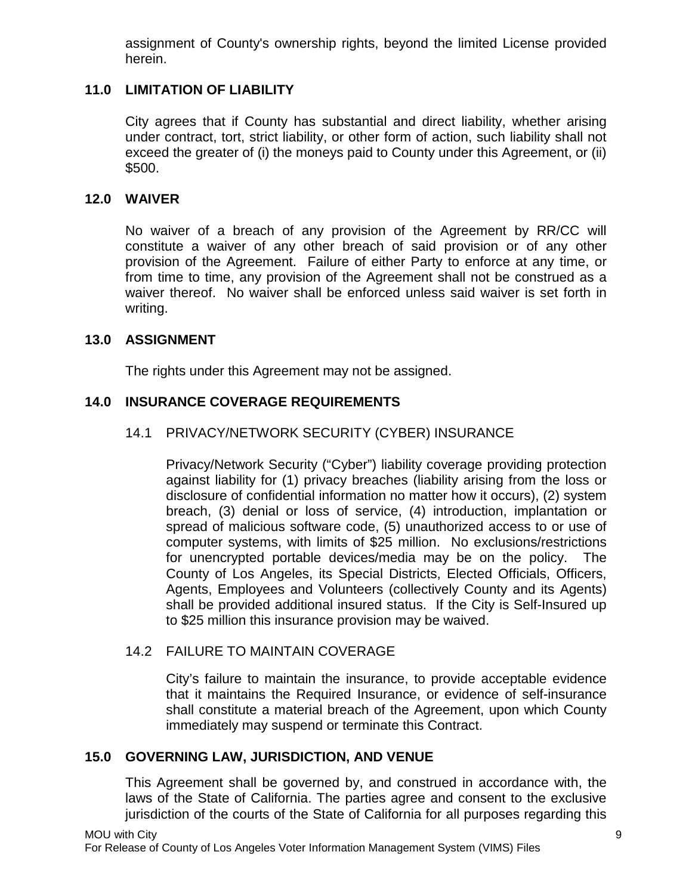assignment of County's ownership rights, beyond the limited License provided herein.

## 11.0 LIMITATION OF LIABILITY

City agrees that if County has substantial and direct liability, whether arising under contract, tort, strict liability, or other form of action, such liability shall not exceed the greater of (i) the moneys paid to County under this Agreement, or (ii) $500.

## 12.0 WAIVER

No waiver of a breach of any provision of the Agreement by RR/CC will constitute a waiver of any other breach of said provision or of any other provision of the Agreement. Failure of either Party to enforce at any time, or from time to time, any provision of the Agreement shall not be construed as a waiver thereof. No waiver shall be enforced unless said waiver is set forth in writing.

## 13.0 ASSIGNMENT

The rights under this Agreement may not be assigned.

## 14.0 INSURANCE COVERAGE REQUIREMENTS

### 14.1 PRIVACY/NETWORK SECURITY (CYBER) INSURANCE

Privacy/Network Security ("Cyber") liability coverage providing protection against liability for (1) privacy breaches (liability arising from the loss or disclosure of confidential information no matter how it occurs), (2) system breach, (3) denial or loss of service, (4) introduction, implantation or spread of malicious software code, (5) unauthorized access to or use of computer systems, with limits of $25 million. No exclusions/restrictions for unencrypted portable devices/media may be on the policy. The County of Los Angeles, its Special Districts, Elected Officials, Officers, Agents, Employees and Volunteers (collectively County and its Agents) shall be provided additional insured status. If the City is Self-Insured up to $25 million this insurance provision may be waived.

### 14.2 FAILURE TO MAINTAIN COVERAGE

City's failure to maintain the insurance, to provide acceptable evidence that it maintains the Required Insurance, or evidence of self-insurance shall constitute a material breach of the Agreement, upon which County immediately may suspend or terminate this Contract.

## 15.0 GOVERNING LAW, JURISDICTION, AND VENUE

This Agreement shall be governed by, and construed in accordance with, the laws of the State of California. The parties agree and consent to the exclusive jurisdiction of the courts of the State of California for all purposes regarding this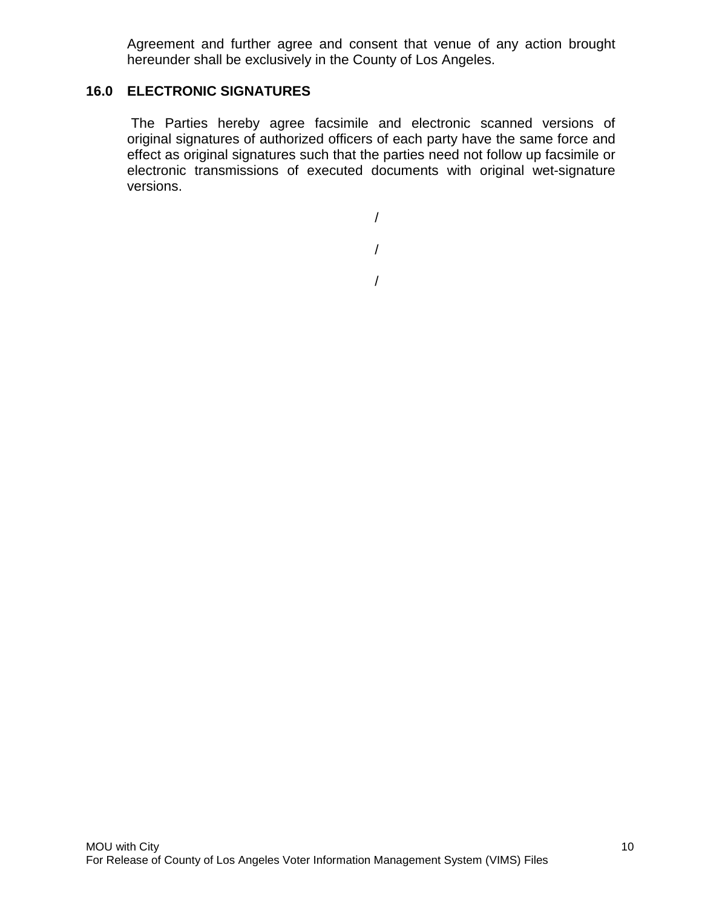Agreement and further agree and consent that venue of any action brought hereunder shall be exclusively in the County of Los Angeles.

## 16.0 ELECTRONIC SIGNATURES

The Parties hereby agree facsimile and electronic scanned versions of original signatures of authorized officers of each party have the same force and effect as original signatures such that the parties need not follow up facsimile or electronic transmissions of executed documents with original wet-signature versions.

/

/

/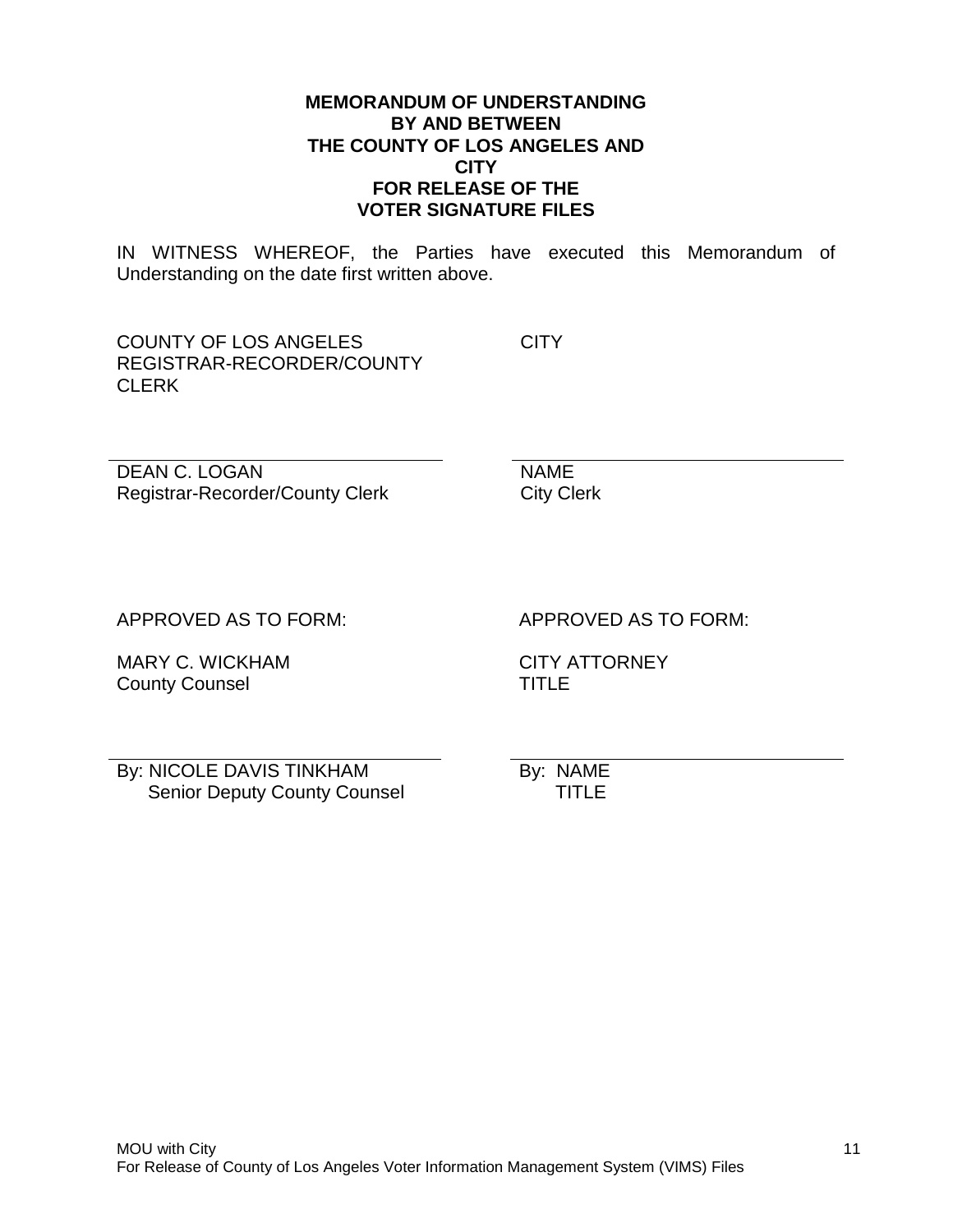**MEMORANDUM OF UNDERSTANDING**
**BY AND BETWEEN**
**THE COUNTY OF LOS ANGELES AND**
**CITY**
**FOR RELEASE OF THE**
**VOTER SIGNATURE FILES**

IN WITNESS WHEREOF, the Parties have executed this Memorandum of Understanding on the date first written above.

| COUNTY OF LOS ANGELES REGISTRAR-RECORDER/COUNTY CLERK | CITY |
|---|---|
| \_\_\_\_\_\_\_\_\_\_\_\_\_\_\_\_\_\_\_\_\_\_\_\_\_\_\_\_\_\_ | \_\_\_\_\_\_\_\_\_\_\_\_\_\_\_\_\_\_\_\_\_\_\_\_\_\_\_\_\_\_ |
| DEAN C. LOGAN<br>Registrar-Recorder/County Clerk | NAME<br>City Clerk |
| APPROVED AS TO FORM: | APPROVED AS TO FORM: |
| MARY C. WICKHAM<br>County Counsel | CITY ATTORNEY<br>TITLE |
| \_\_\_\_\_\_\_\_\_\_\_\_\_\_\_\_\_\_\_\_\_\_\_\_\_\_\_\_\_\_ | \_\_\_\_\_\_\_\_\_\_\_\_\_\_\_\_\_\_\_\_\_\_\_\_\_\_\_\_\_\_ |
| By: NICOLE DAVIS TINKHAM<br>Senior Deputy County Counsel | By: NAME<br>TITLE |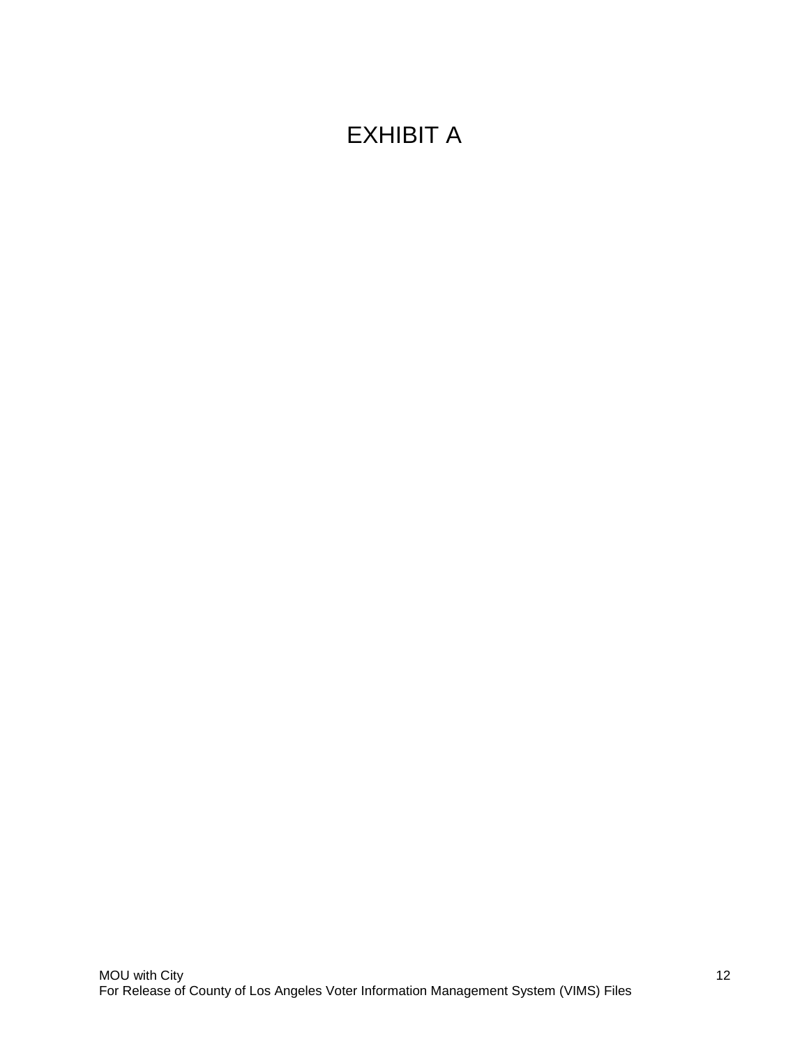# EXHIBIT A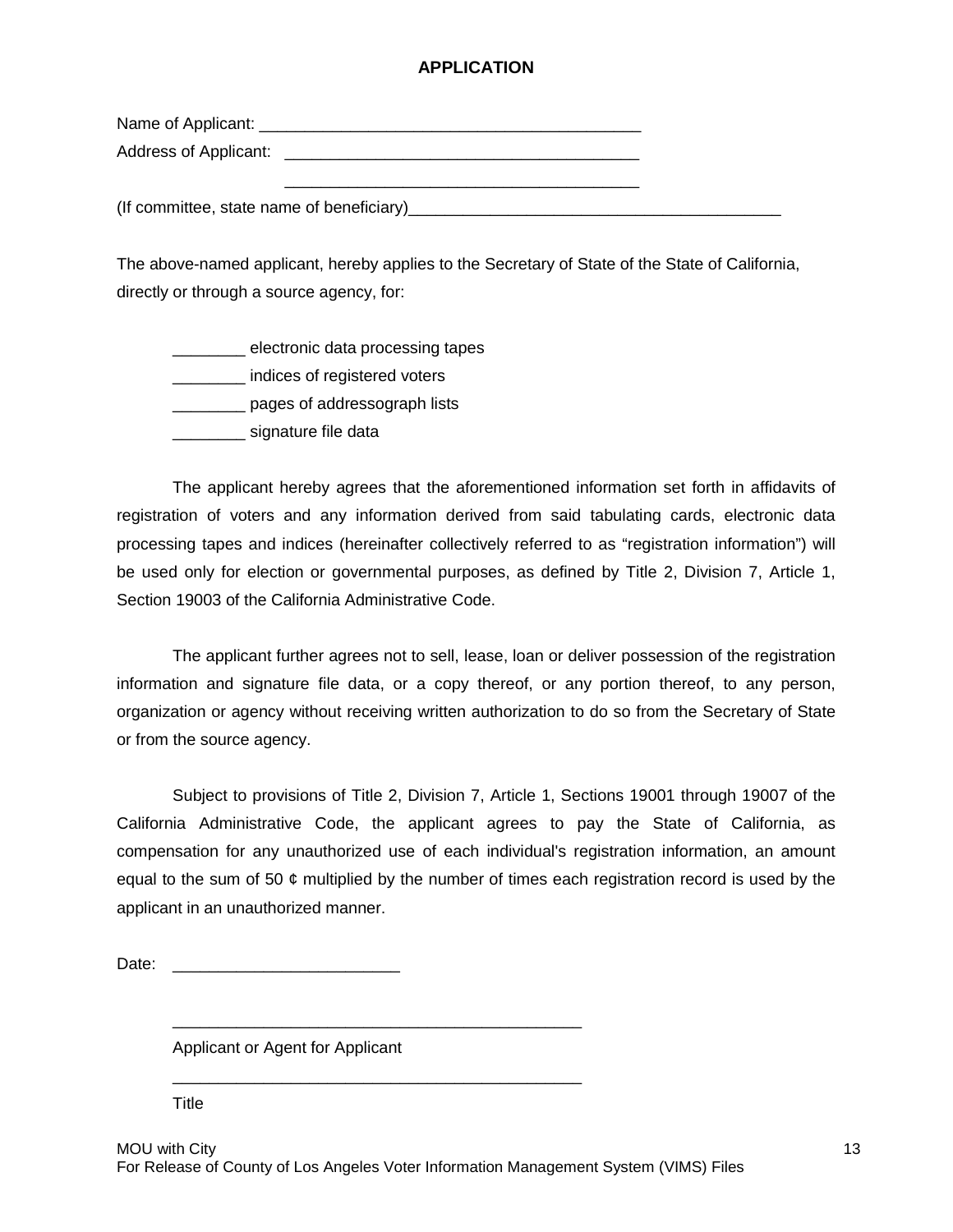## APPLICATION

Name of Applicant: ___________________________________________

Address of Applicant: _______________________________________

_______________________________________

(If committee, state name of beneficiary)_________________________________________

The above-named applicant, hereby applies to the Secretary of State of the State of California, directly or through a source agency, for:

________ electronic data processing tapes

________ indices of registered voters

________ pages of addressograph lists

________ signature file data

The applicant hereby agrees that the aforementioned information set forth in affidavits of registration of voters and any information derived from said tabulating cards, electronic data processing tapes and indices (hereinafter collectively referred to as "registration information") will be used only for election or governmental purposes, as defined by Title 2, Division 7, Article 1, Section 19003 of the California Administrative Code.

The applicant further agrees not to sell, lease, loan or deliver possession of the registration information and signature file data, or a copy thereof, or any portion thereof, to any person, organization or agency without receiving written authorization to do so from the Secretary of State or from the source agency.

Subject to provisions of Title 2, Division 7, Article 1, Sections 19001 through 19007 of the California Administrative Code, the applicant agrees to pay the State of California, as compensation for any unauthorized use of each individual's registration information, an amount equal to the sum of 50 ¢ multiplied by the number of times each registration record is used by the applicant in an unauthorized manner.

Date: ________________________

_____________________________________________

Applicant or Agent for Applicant

_____________________________________________

Title